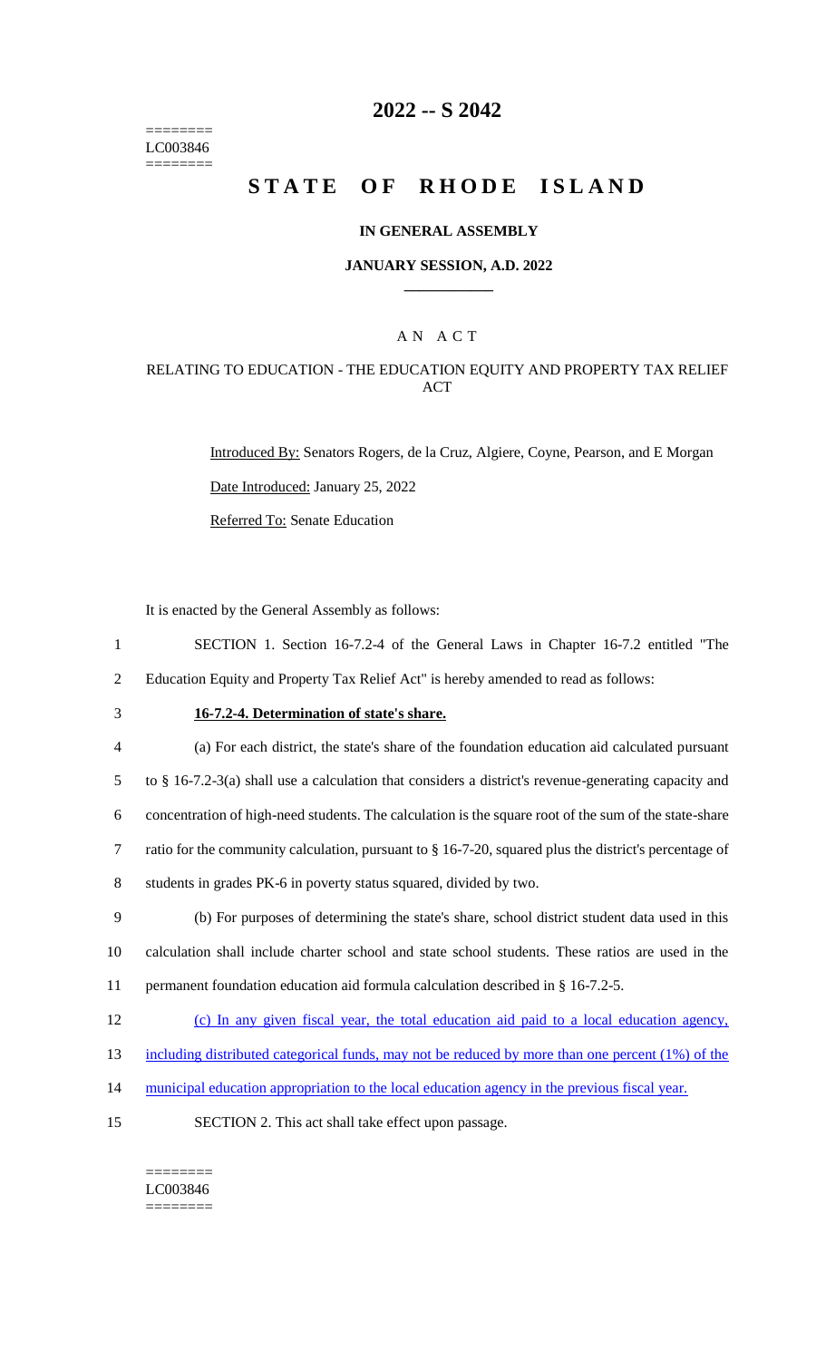LC003846

# 2022 -- S 2042

# STATE OF RHODE ISLAND

## IN GENERAL ASSEMBLY

### JANUARY SESSION, A.D. 2022

A N A C T

RELATING TO EDUCATION - THE EDUCATION EQUITY AND PROPERTY TAX RELIEF ACT

Introduced By: Senators Rogers, de la Cruz, Algiere, Coyne, Pearson, and E Morgan

Date Introduced: January 25, 2022

Referred To: Senate Education

It is enacted by the General Assembly as follows:

1 SECTION 1. Section 16-7.2-4 of the General Laws in Chapter 16-7.2 entitled "The
2 Education Equity and Property Tax Relief Act" is hereby amended to read as follows:

3 **16-7.2-4. Determination of state's share.**

4 (a) For each district, the state's share of the foundation education aid calculated pursuant
5 to § 16-7.2-3(a) shall use a calculation that considers a district's revenue-generating capacity and
6 concentration of high-need students. The calculation is the square root of the sum of the state-share
7 ratio for the community calculation, pursuant to § 16-7-20, squared plus the district's percentage of
8 students in grades PK-6 in poverty status squared, divided by two.

9 (b) For purposes of determining the state's share, school district student data used in this
10 calculation shall include charter school and state school students. These ratios are used in the
11 permanent foundation education aid formula calculation described in § 16-7.2-5.

12 (c) In any given fiscal year, the total education aid paid to a local education agency,
13 including distributed categorical funds, may not be reduced by more than one percent (1%) of the
14 municipal education appropriation to the local education agency in the previous fiscal year.

15 SECTION 2. This act shall take effect upon passage.

LC003846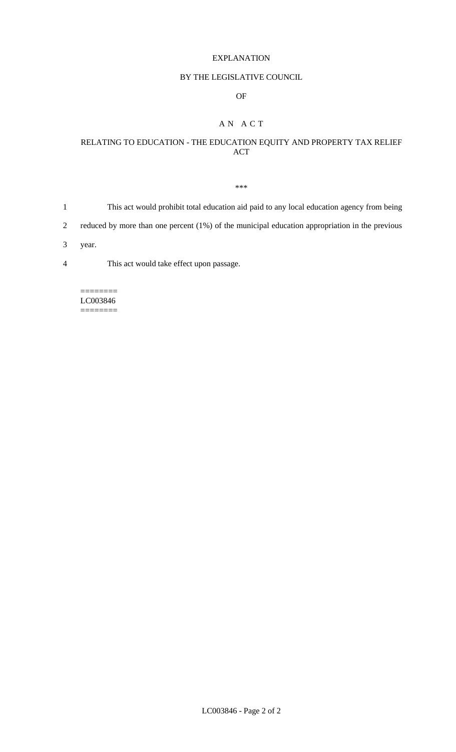EXPLANATION

BY THE LEGISLATIVE COUNCIL

OF

A N A C T

RELATING TO EDUCATION - THE EDUCATION EQUITY AND PROPERTY TAX RELIEF ACT

***

This act would prohibit total education aid paid to any local education agency from being reduced by more than one percent (1%) of the municipal education appropriation in the previous year.

This act would take effect upon passage.

========
LC003846
========